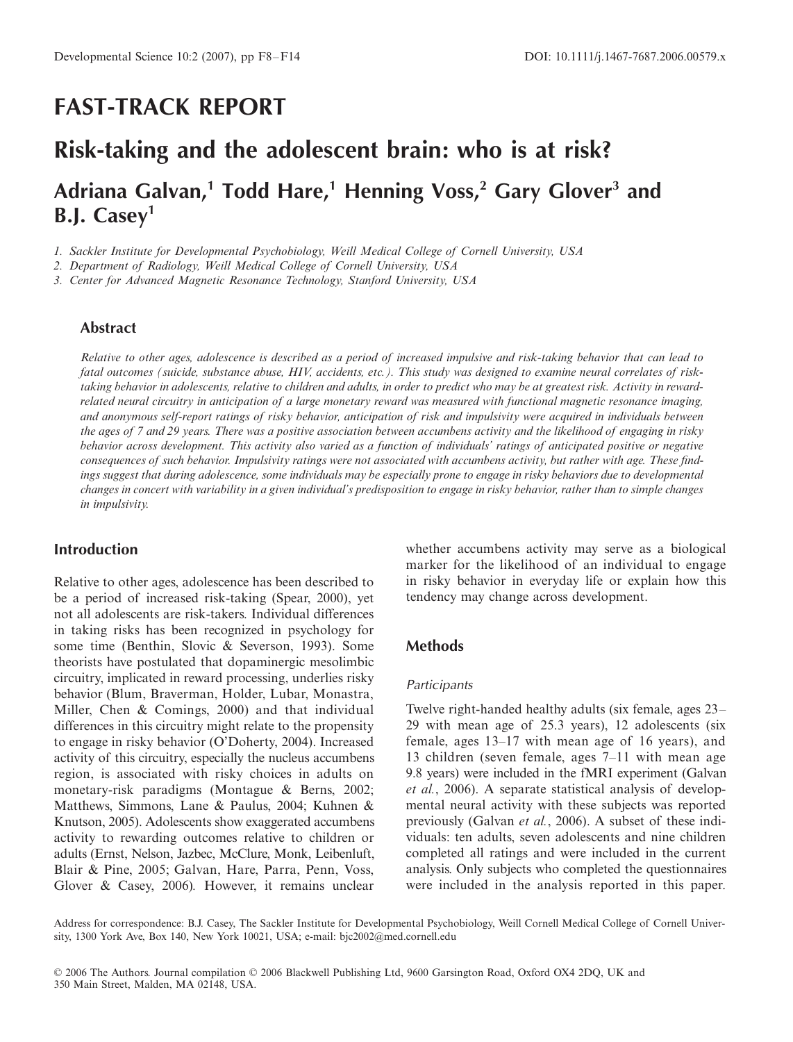# FAST-TRACK REPORT

# Risk-taking and the adolescent brain: who is at risk?

**Adriana Galvan,[1] Todd Hare,[1] Henning Voss,[2] Gary Glover[3] and B.J. Casey[1]**

1. *Sackler Institute for Developmental Psychobiology, Weill Medical College of Cornell University, USA*
2. *Department of Radiology, Weill Medical College of Cornell University, USA*
3. *Center for Advanced Magnetic Resonance Technology, Stanford University, USA*

## Abstract

*Relative to other ages, adolescence is described as a period of increased impulsive and risk-taking behavior that can lead to fatal outcomes (suicide, substance abuse, HIV, accidents, etc.). This study was designed to examine neural correlates of risk-taking behavior in adolescents, relative to children and adults, in order to predict who may be at greatest risk. Activity in reward-related neural circuitry in anticipation of a large monetary reward was measured with functional magnetic resonance imaging, and anonymous self-report ratings of risky behavior, anticipation of risk and impulsivity were acquired in individuals between the ages of 7 and 29 years. There was a positive association between accumbens activity and the likelihood of engaging in risky behavior across development. This activity also varied as a function of individuals' ratings of anticipated positive or negative consequences of such behavior. Impulsivity ratings were not associated with accumbens activity, but rather with age. These findings suggest that during adolescence, some individuals may be especially prone to engage in risky behaviors due to developmental changes in concert with variability in a given individual's predisposition to engage in risky behavior, rather than to simple changes in impulsivity.*

## Introduction

Relative to other ages, adolescence has been described to be a period of increased risk-taking (Spear, 2000), yet not all adolescents are risk-takers. Individual differences in taking risks has been recognized in psychology for some time (Benthin, Slovic & Severson, 1993). Some theorists have postulated that dopaminergic mesolimbic circuitry, implicated in reward processing, underlies risky behavior (Blum, Braverman, Holder, Lubar, Monastra, Miller, Chen & Comings, 2000) and that individual differences in this circuitry might relate to the propensity to engage in risky behavior (O'Doherty, 2004). Increased activity of this circuitry, especially the nucleus accumbens region, is associated with risky choices in adults on monetary-risk paradigms (Montague & Berns, 2002; Matthews, Simmons, Lane & Paulus, 2004; Kuhnen & Knutson, 2005). Adolescents show exaggerated accumbens activity to rewarding outcomes relative to children or adults (Ernst, Nelson, Jazbec, McClure, Monk, Leibenluft, Blair & Pine, 2005; Galvan, Hare, Parra, Penn, Voss, Glover & Casey, 2006). However, it remains unclear whether accumbens activity may serve as a biological marker for the likelihood of an individual to engage in risky behavior in everyday life or explain how this tendency may change across development.

## Methods

### *Participants*

Twelve right-handed healthy adults (six female, ages 23–29 with mean age of 25.3 years), 12 adolescents (six female, ages 13–17 with mean age of 16 years), and 13 children (seven female, ages 7–11 with mean age 9.8 years) were included in the fMRI experiment (Galvan *et al.*, 2006). A separate statistical analysis of developmental neural activity with these subjects was reported previously (Galvan *et al.*, 2006). A subset of these individuals: ten adults, seven adolescents and nine children completed all ratings and were included in the current analysis. Only subjects who completed the questionnaires were included in the analysis reported in this paper.

Address for correspondence: B.J. Casey, The Sackler Institute for Developmental Psychobiology, Weill Cornell Medical College of Cornell University, 1300 York Ave, Box 140, New York 10021, USA; e-mail: bjc2002@med.cornell.edu

© 2006 The Authors. Journal compilation © 2006 Blackwell Publishing Ltd, 9600 Garsington Road, Oxford OX4 2DQ, UK and 350 Main Street, Malden, MA 02148, USA.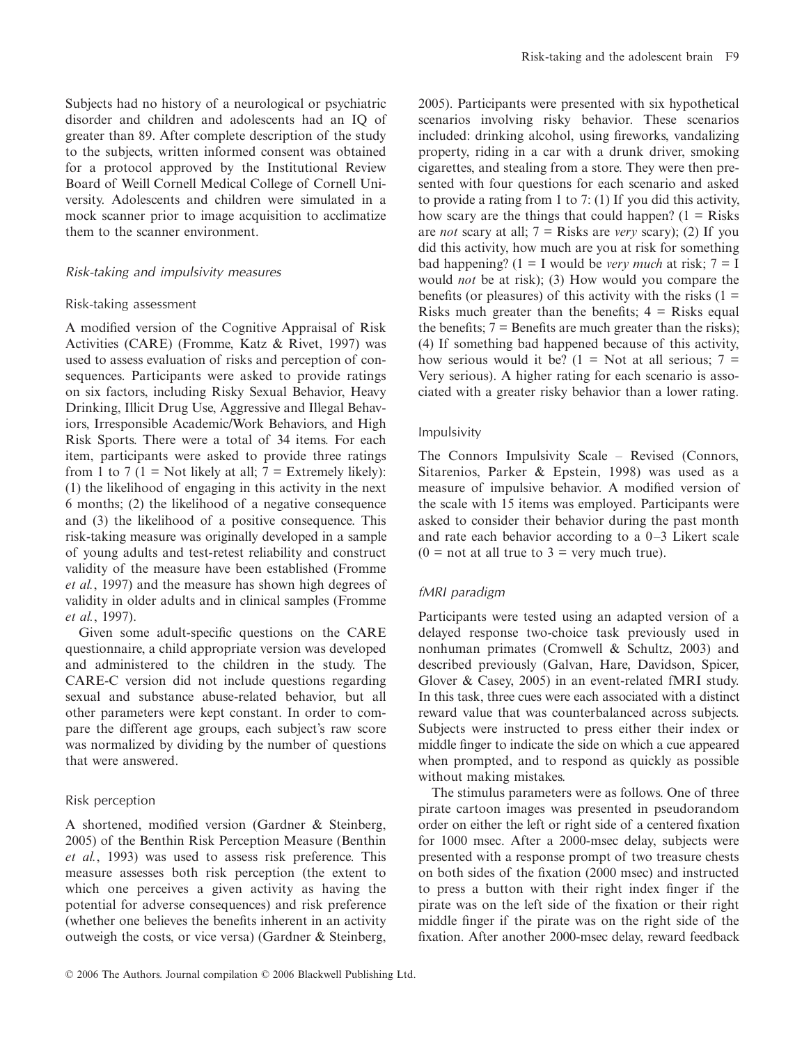Subjects had no history of a neurological or psychiatric disorder and children and adolescents had an IQ of greater than 89. After complete description of the study to the subjects, written informed consent was obtained for a protocol approved by the Institutional Review Board of Weill Cornell Medical College of Cornell University. Adolescents and children were simulated in a mock scanner prior to image acquisition to acclimatize them to the scanner environment.

### *Risk-taking and impulsivity measures*

#### Risk-taking assessment

A modified version of the Cognitive Appraisal of Risk Activities (CARE) (Fromme, Katz & Rivet, 1997) was used to assess evaluation of risks and perception of consequences. Participants were asked to provide ratings on six factors, including Risky Sexual Behavior, Heavy Drinking, Illicit Drug Use, Aggressive and Illegal Behaviors, Irresponsible Academic/Work Behaviors, and High Risk Sports. There were a total of 34 items. For each item, participants were asked to provide three ratings from 1 to 7 (1 = Not likely at all; 7 = Extremely likely): (1) the likelihood of engaging in this activity in the next 6 months; (2) the likelihood of a negative consequence and (3) the likelihood of a positive consequence. This risk-taking measure was originally developed in a sample of young adults and test-retest reliability and construct validity of the measure have been established (Fromme *et al.*, 1997) and the measure has shown high degrees of validity in older adults and in clinical samples (Fromme *et al.*, 1997).

Given some adult-specific questions on the CARE questionnaire, a child appropriate version was developed and administered to the children in the study. The CARE-C version did not include questions regarding sexual and substance abuse-related behavior, but all other parameters were kept constant. In order to compare the different age groups, each subject's raw score was normalized by dividing by the number of questions that were answered.

#### Risk perception

A shortened, modified version (Gardner & Steinberg, 2005) of the Benthin Risk Perception Measure (Benthin *et al.*, 1993) was used to assess risk preference. This measure assesses both risk perception (the extent to which one perceives a given activity as having the potential for adverse consequences) and risk preference (whether one believes the benefits inherent in an activity outweigh the costs, or vice versa) (Gardner & Steinberg, 2005). Participants were presented with six hypothetical scenarios involving risky behavior. These scenarios included: drinking alcohol, using fireworks, vandalizing property, riding in a car with a drunk driver, smoking cigarettes, and stealing from a store. They were then presented with four questions for each scenario and asked to provide a rating from 1 to 7: (1) If you did this activity, how scary are the things that could happen? (1 = Risks are *not* scary at all; 7 = Risks are *very* scary); (2) If you did this activity, how much are you at risk for something bad happening? (1 = I would be *very much* at risk; 7 = I would *not* be at risk); (3) How would you compare the benefits (or pleasures) of this activity with the risks (1 = Risks much greater than the benefits; 4 = Risks equal the benefits; 7 = Benefits are much greater than the risks); (4) If something bad happened because of this activity, how serious would it be? (1 = Not at all serious; 7 = Very serious). A higher rating for each scenario is associated with a greater risky behavior than a lower rating.

#### Impulsivity

The Connors Impulsivity Scale – Revised (Connors, Sitarenios, Parker & Epstein, 1998) was used as a measure of impulsive behavior. A modified version of the scale with 15 items was employed. Participants were asked to consider their behavior during the past month and rate each behavior according to a 0–3 Likert scale (0 = not at all true to 3 = very much true).

### *fMRI paradigm*

Participants were tested using an adapted version of a delayed response two-choice task previously used in nonhuman primates (Cromwell & Schultz, 2003) and described previously (Galvan, Hare, Davidson, Spicer, Glover & Casey, 2005) in an event-related fMRI study. In this task, three cues were each associated with a distinct reward value that was counterbalanced across subjects. Subjects were instructed to press either their index or middle finger to indicate the side on which a cue appeared when prompted, and to respond as quickly as possible without making mistakes.

The stimulus parameters were as follows. One of three pirate cartoon images was presented in pseudorandom order on either the left or right side of a centered fixation for 1000 msec. After a 2000-msec delay, subjects were presented with a response prompt of two treasure chests on both sides of the fixation (2000 msec) and instructed to press a button with their right index finger if the pirate was on the left side of the fixation or their right middle finger if the pirate was on the right side of the fixation. After another 2000-msec delay, reward feedback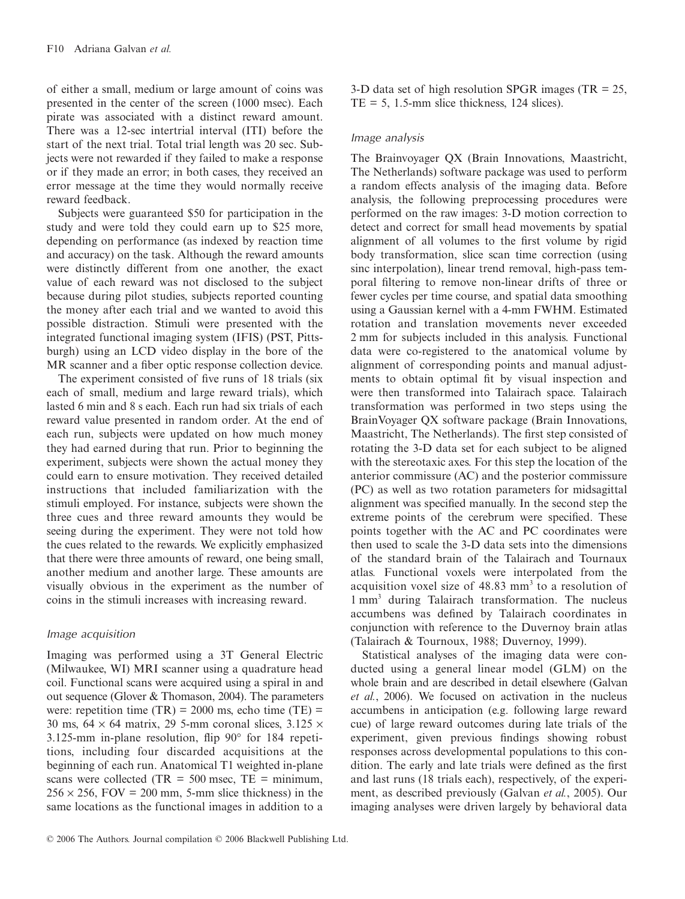of either a small, medium or large amount of coins was presented in the center of the screen (1000 msec). Each pirate was associated with a distinct reward amount. There was a 12-sec intertrial interval (ITI) before the start of the next trial. Total trial length was 20 sec. Subjects were not rewarded if they failed to make a response or if they made an error; in both cases, they received an error message at the time they would normally receive reward feedback.

Subjects were guaranteed $50 for participation in the study and were told they could earn up to $25 more, depending on performance (as indexed by reaction time and accuracy) on the task. Although the reward amounts were distinctly different from one another, the exact value of each reward was not disclosed to the subject because during pilot studies, subjects reported counting the money after each trial and we wanted to avoid this possible distraction. Stimuli were presented with the integrated functional imaging system (IFIS) (PST, Pittsburgh) using an LCD video display in the bore of the MR scanner and a fiber optic response collection device.

The experiment consisted of five runs of 18 trials (six each of small, medium and large reward trials), which lasted 6 min and 8 s each. Each run had six trials of each reward value presented in random order. At the end of each run, subjects were updated on how much money they had earned during that run. Prior to beginning the experiment, subjects were shown the actual money they could earn to ensure motivation. They received detailed instructions that included familiarization with the stimuli employed. For instance, subjects were shown the three cues and three reward amounts they would be seeing during the experiment. They were not told how the cues related to the rewards. We explicitly emphasized that there were three amounts of reward, one being small, another medium and another large. These amounts are visually obvious in the experiment as the number of coins in the stimuli increases with increasing reward.

### *Image acquisition*

Imaging was performed using a 3T General Electric (Milwaukee, WI) MRI scanner using a quadrature head coil. Functional scans were acquired using a spiral in and out sequence (Glover & Thomason, 2004). The parameters were: repetition time (TR) = 2000 ms, echo time (TE) = 30 ms, $64 \times 64$ matrix, 29 5-mm coronal slices, $3.125 \times 3.125$-mm in-plane resolution, flip 90° for 184 repetitions, including four discarded acquisitions at the beginning of each run. Anatomical T1 weighted in-plane scans were collected (TR = 500 msec, TE = minimum, $256 \times 256$, FOV = 200 mm, 5-mm slice thickness) in the same locations as the functional images in addition to a 3-D data set of high resolution SPGR images (TR = 25, TE = 5, 1.5-mm slice thickness, 124 slices).

### *Image analysis*

The Brainvoyager QX (Brain Innovations, Maastricht, The Netherlands) software package was used to perform a random effects analysis of the imaging data. Before analysis, the following preprocessing procedures were performed on the raw images: 3-D motion correction to detect and correct for small head movements by spatial alignment of all volumes to the first volume by rigid body transformation, slice scan time correction (using sinc interpolation), linear trend removal, high-pass temporal filtering to remove non-linear drifts of three or fewer cycles per time course, and spatial data smoothing using a Gaussian kernel with a 4-mm FWHM. Estimated rotation and translation movements never exceeded 2 mm for subjects included in this analysis. Functional data were co-registered to the anatomical volume by alignment of corresponding points and manual adjustments to obtain optimal fit by visual inspection and were then transformed into Talairach space. Talairach transformation was performed in two steps using the BrainVoyager QX software package (Brain Innovations, Maastricht, The Netherlands). The first step consisted of rotating the 3-D data set for each subject to be aligned with the stereotaxic axes. For this step the location of the anterior commissure (AC) and the posterior commissure (PC) as well as two rotation parameters for midsagittal alignment was specified manually. In the second step the extreme points of the cerebrum were specified. These points together with the AC and PC coordinates were then used to scale the 3-D data sets into the dimensions of the standard brain of the Talairach and Tournaux atlas. Functional voxels were interpolated from the acquisition voxel size of 48.83 mm$^3$ to a resolution of 1 mm$^3$ during Talairach transformation. The nucleus accumbens was defined by Talairach coordinates in conjunction with reference to the Duvernoy brain atlas (Talairach & Tournoux, 1988; Duvernoy, 1999).

Statistical analyses of the imaging data were conducted using a general linear model (GLM) on the whole brain and are described in detail elsewhere (Galvan *et al.*, 2006). We focused on activation in the nucleus accumbens in anticipation (e.g. following large reward cue) of large reward outcomes during late trials of the experiment, given previous findings showing robust responses across developmental populations to this condition. The early and late trials were defined as the first and last runs (18 trials each), respectively, of the experiment, as described previously (Galvan *et al.*, 2005). Our imaging analyses were driven largely by behavioral data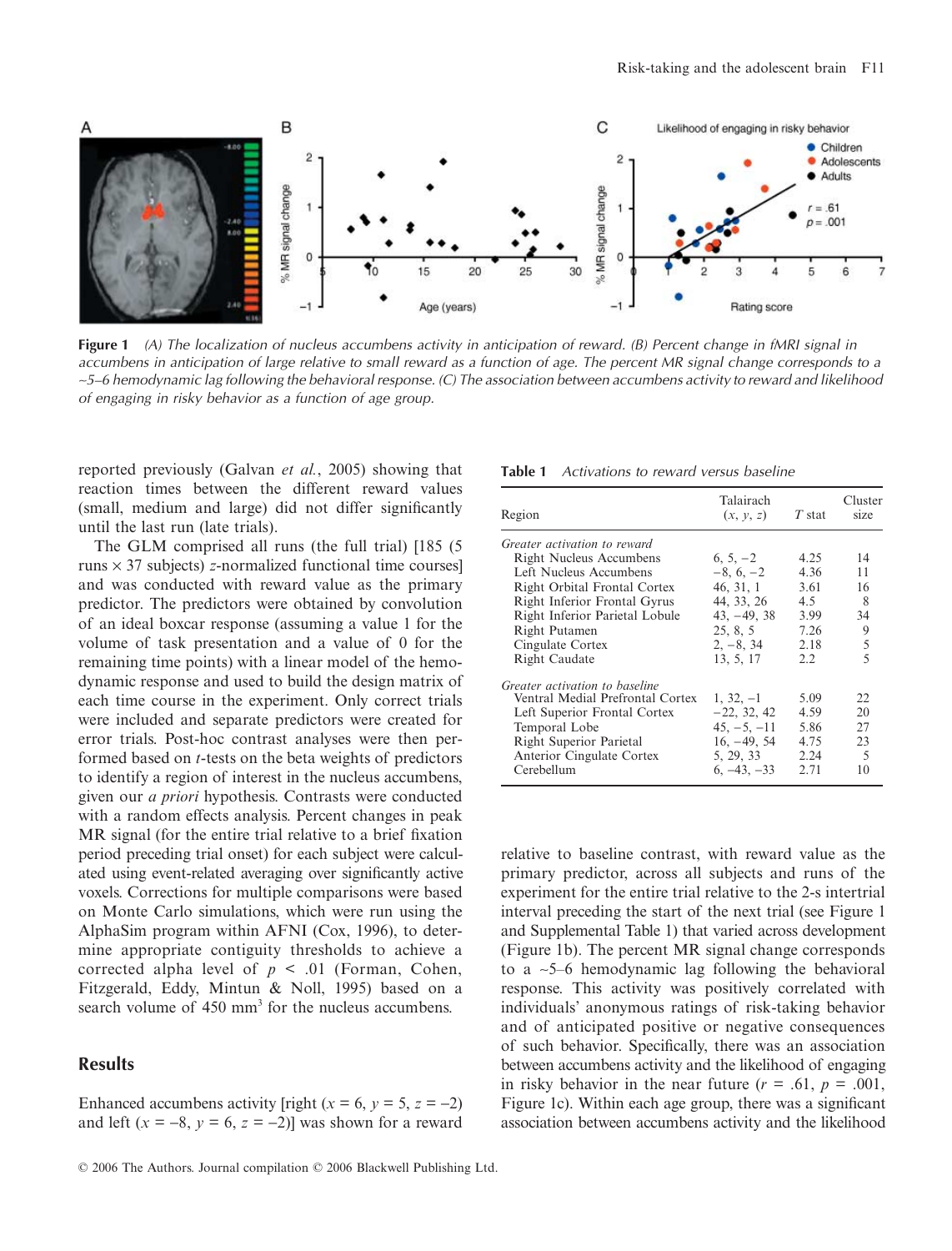**Figure 1** *(A) The localization of nucleus accumbens activity in anticipation of reward. (B) Percent change in fMRI signal in accumbens in anticipation of large relative to small reward as a function of age. The percent MR signal change corresponds to a ~5–6 hemodynamic lag following the behavioral response. (C) The association between accumbens activity to reward and likelihood of engaging in risky behavior as a function of age group.*

reported previously (Galvan *et al.*, 2005) showing that reaction times between the different reward values (small, medium and large) did not differ significantly until the last run (late trials).

The GLM comprised all runs (the full trial) [185 (5 runs × 37 subjects) *z*-normalized functional time courses] and was conducted with reward value as the primary predictor. The predictors were obtained by convolution of an ideal boxcar response (assuming a value 1 for the volume of task presentation and a value of 0 for the remaining time points) with a linear model of the hemodynamic response and used to build the design matrix of each time course in the experiment. Only correct trials were included and separate predictors were created for error trials. Post-hoc contrast analyses were then performed based on *t*-tests on the beta weights of predictors to identify a region of interest in the nucleus accumbens, given our *a priori* hypothesis. Contrasts were conducted with a random effects analysis. Percent changes in peak MR signal (for the entire trial relative to a brief fixation period preceding trial onset) for each subject were calculated using event-related averaging over significantly active voxels. Corrections for multiple comparisons were based on Monte Carlo simulations, which were run using the AlphaSim program within AFNI (Cox, 1996), to determine appropriate contiguity thresholds to achieve a corrected alpha level of $p < .01$ (Forman, Cohen, Fitzgerald, Eddy, Mintun & Noll, 1995) based on a search volume of 450 mm$^3$ for the nucleus accumbens.

## Results

Enhanced accumbens activity [right ($x = 6$, $y = 5$, $z = -2$) and left ($x = -8$, $y = 6$, $z = -2$)] was shown for a reward relative to baseline contrast, with reward value as the primary predictor, across all subjects and runs of the experiment for the entire trial relative to the 2-s intertrial interval preceding the start of the next trial (see Figure 1 and Supplemental Table 1) that varied across development (Figure 1b). The percent MR signal change corresponds to a ~5–6 hemodynamic lag following the behavioral response. This activity was positively correlated with individuals' anonymous ratings of risk-taking behavior and of anticipated positive or negative consequences of such behavior. Specifically, there was an association between accumbens activity and the likelihood of engaging in risky behavior in the near future ($r = .61$, $p = .001$, Figure 1c). Within each age group, there was a significant association between accumbens activity and the likelihood

**Table 1** *Activations to reward versus baseline*

| Region | Talairach ($x$, $y$, $z$) | $T$ stat | Cluster size |
|---|---|---|---|
| *Greater activation to reward* | | | |
| Right Nucleus Accumbens | 6, 5, −2 | 4.25 | 14 |
| Left Nucleus Accumbens | −8, 6, −2 | 4.36 | 11 |
| Right Orbital Frontal Cortex | 46, 31, 1 | 3.61 | 16 |
| Right Inferior Frontal Gyrus | 44, 33, 26 | 4.5 | 8 |
| Right Inferior Parietal Lobule | 43, −49, 38 | 3.99 | 34 |
| Right Putamen | 25, 8, 5 | 7.26 | 9 |
| Cingulate Cortex | 2, −8, 34 | 2.18 | 5 |
| Right Caudate | 13, 5, 17 | 2.2 | 5 |
| *Greater activation to baseline* | | | |
| Ventral Medial Prefrontal Cortex | 1, 32, −1 | 5.09 | 22 |
| Left Superior Frontal Cortex | −22, 32, 42 | 4.59 | 20 |
| Temporal Lobe | 45, −5, −11 | 5.86 | 27 |
| Right Superior Parietal | 16, −49, 54 | 4.75 | 23 |
| Anterior Cingulate Cortex | 5, 29, 33 | 2.24 | 5 |
| Cerebellum | 6, −43, −33 | 2.71 | 10 |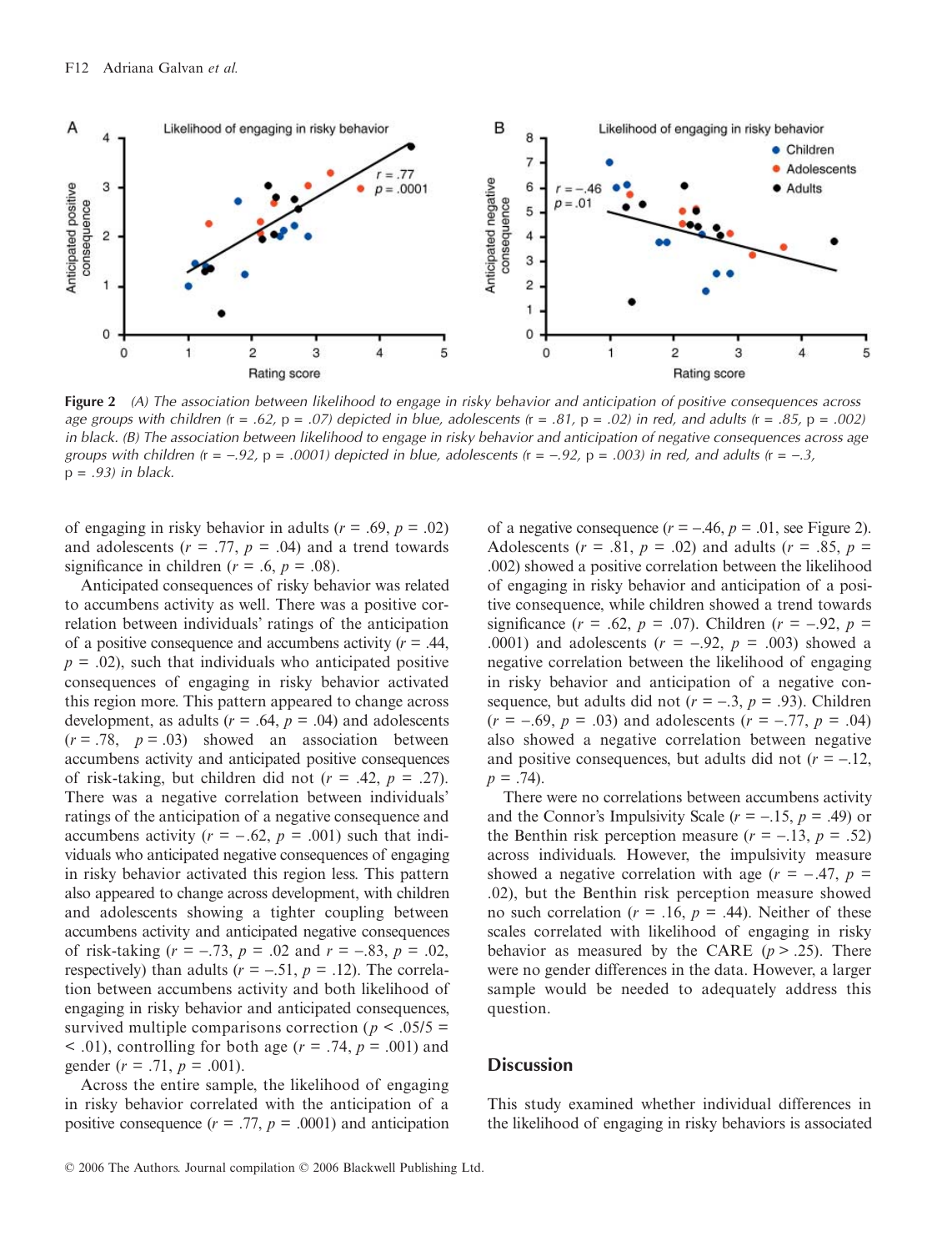**Figure 2** *(A) The association between likelihood to engage in risky behavior and anticipation of positive consequences across age groups with children (*r *= .62,* p *= .07) depicted in blue, adolescents (*r *= .81,* p *= .02) in red, and adults (*r *= .85,* p *= .002) in black. (B) The association between likelihood to engage in risky behavior and anticipation of negative consequences across age groups with children (*r *= –.92,* p *= .0001) depicted in blue, adolescents (*r *= –.92,* p *= .003) in red, and adults (*r *= –.3,* p *= .93) in black.*

of engaging in risky behavior in adults ($r = .69$, $p = .02$) and adolescents ($r = .77$, $p = .04$) and a trend towards significance in children ($r = .6$, $p = .08$).

Anticipated consequences of risky behavior was related to accumbens activity as well. There was a positive correlation between individuals' ratings of the anticipation of a positive consequence and accumbens activity ($r = .44$, $p = .02$), such that individuals who anticipated positive consequences of engaging in risky behavior activated this region more. This pattern appeared to change across development, as adults ($r = .64$, $p = .04$) and adolescents ($r = .78$, $p = .03$) showed an association between accumbens activity and anticipated positive consequences of risk-taking, but children did not ($r = .42$, $p = .27$). There was a negative correlation between individuals' ratings of the anticipation of a negative consequence and accumbens activity ($r = -.62$, $p = .001$) such that individuals who anticipated negative consequences of engaging in risky behavior activated this region less. This pattern also appeared to change across development, with children and adolescents showing a tighter coupling between accumbens activity and anticipated negative consequences of risk-taking ($r = -.73$, $p = .02$ and $r = -.83$, $p = .02$, respectively) than adults ($r = -.51$, $p = .12$). The correlation between accumbens activity and both likelihood of engaging in risky behavior and anticipated consequences, survived multiple comparisons correction ($p < .05/5 = < .01$), controlling for both age ($r = .74$, $p = .001$) and gender ($r = .71$, $p = .001$).

Across the entire sample, the likelihood of engaging in risky behavior correlated with the anticipation of a positive consequence ($r = .77$, $p = .0001$) and anticipation of a negative consequence ($r = -.46$, $p = .01$, see Figure 2). Adolescents ($r = .81$, $p = .02$) and adults ($r = .85$, $p = .002$) showed a positive correlation between the likelihood of engaging in risky behavior and anticipation of a positive consequence, while children showed a trend towards significance ($r = .62$, $p = .07$). Children ($r = -.92$, $p = .0001$) and adolescents ($r = -.92$, $p = .003$) showed a negative correlation between the likelihood of engaging in risky behavior and anticipation of a negative consequence, but adults did not ($r = -.3$, $p = .93$). Children ($r = -.69$, $p = .03$) and adolescents ($r = -.77$, $p = .04$) also showed a negative correlation between negative and positive consequences, but adults did not ($r = -.12$, $p = .74$).

There were no correlations between accumbens activity and the Connor's Impulsivity Scale ($r = -.15$, $p = .49$) or the Benthin risk perception measure ($r = -.13$, $p = .52$) across individuals. However, the impulsivity measure showed a negative correlation with age ($r = -.47$, $p = .02$), but the Benthin risk perception measure showed no such correlation ($r = .16$, $p = .44$). Neither of these scales correlated with likelihood of engaging in risky behavior as measured by the CARE ($p > .25$). There were no gender differences in the data. However, a larger sample would be needed to adequately address this question.

## Discussion

This study examined whether individual differences in the likelihood of engaging in risky behaviors is associated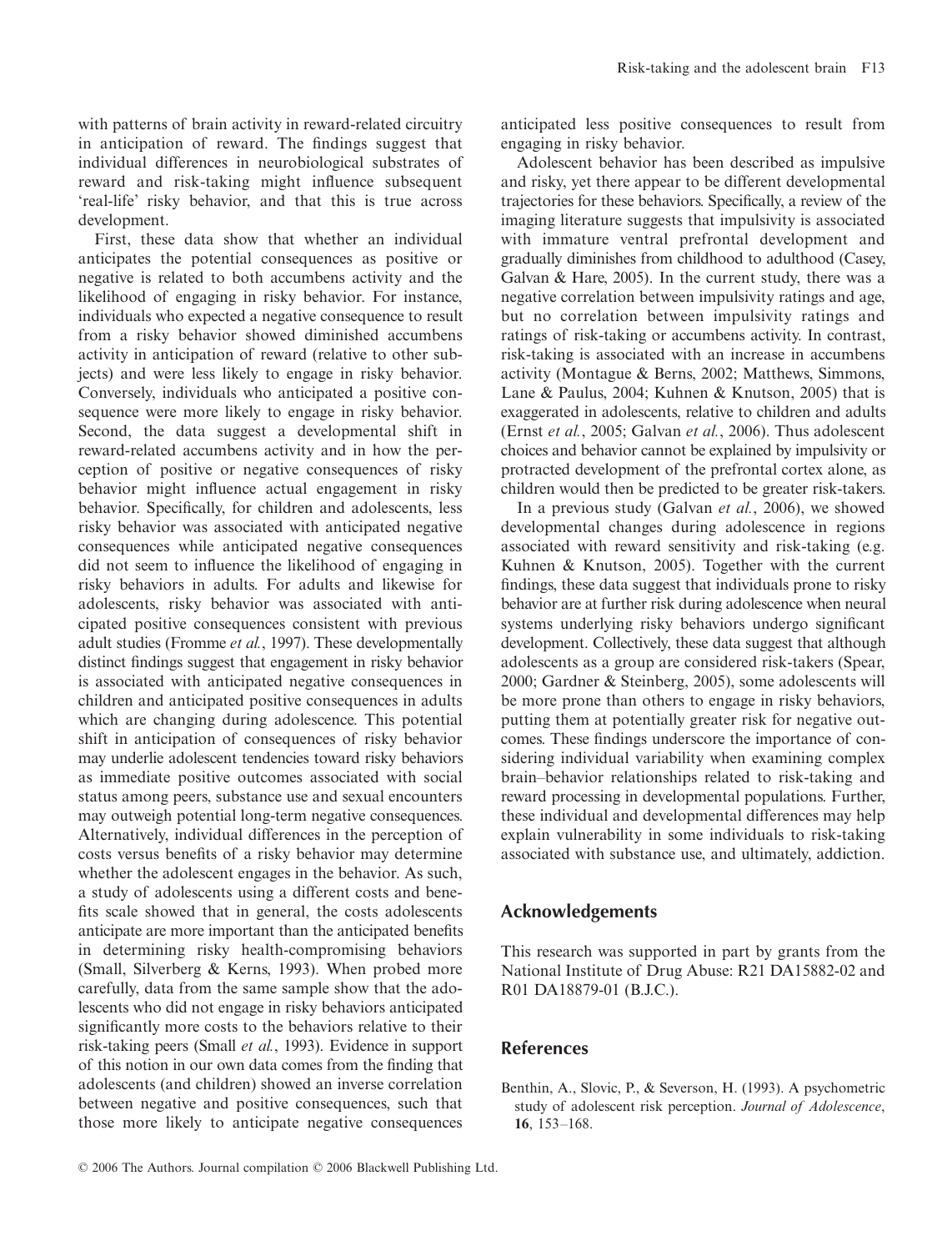with patterns of brain activity in reward-related circuitry in anticipation of reward. The findings suggest that individual differences in neurobiological substrates of reward and risk-taking might influence subsequent 'real-life' risky behavior, and that this is true across development.

First, these data show that whether an individual anticipates the potential consequences as positive or negative is related to both accumbens activity and the likelihood of engaging in risky behavior. For instance, individuals who expected a negative consequence to result from a risky behavior showed diminished accumbens activity in anticipation of reward (relative to other subjects) and were less likely to engage in risky behavior. Conversely, individuals who anticipated a positive consequence were more likely to engage in risky behavior. Second, the data suggest a developmental shift in reward-related accumbens activity and in how the perception of positive or negative consequences of risky behavior might influence actual engagement in risky behavior. Specifically, for children and adolescents, less risky behavior was associated with anticipated negative consequences while anticipated negative consequences did not seem to influence the likelihood of engaging in risky behaviors in adults. For adults and likewise for adolescents, risky behavior was associated with anticipated positive consequences consistent with previous adult studies (Fromme *et al.*, 1997). These developmentally distinct findings suggest that engagement in risky behavior is associated with anticipated negative consequences in children and anticipated positive consequences in adults which are changing during adolescence. This potential shift in anticipation of consequences of risky behavior may underlie adolescent tendencies toward risky behaviors as immediate positive outcomes associated with social status among peers, substance use and sexual encounters may outweigh potential long-term negative consequences. Alternatively, individual differences in the perception of costs versus benefits of a risky behavior may determine whether the adolescent engages in the behavior. As such, a study of adolescents using a different costs and benefits scale showed that in general, the costs adolescents anticipate are more important than the anticipated benefits in determining risky health-compromising behaviors (Small, Silverberg & Kerns, 1993). When probed more carefully, data from the same sample show that the adolescents who did not engage in risky behaviors anticipated significantly more costs to the behaviors relative to their risk-taking peers (Small *et al.*, 1993). Evidence in support of this notion in our own data comes from the finding that adolescents (and children) showed an inverse correlation between negative and positive consequences, such that those more likely to anticipate negative consequences anticipated less positive consequences to result from engaging in risky behavior.

Adolescent behavior has been described as impulsive and risky, yet there appear to be different developmental trajectories for these behaviors. Specifically, a review of the imaging literature suggests that impulsivity is associated with immature ventral prefrontal development and gradually diminishes from childhood to adulthood (Casey, Galvan & Hare, 2005). In the current study, there was a negative correlation between impulsivity ratings and age, but no correlation between impulsivity ratings and ratings of risk-taking or accumbens activity. In contrast, risk-taking is associated with an increase in accumbens activity (Montague & Berns, 2002; Matthews, Simmons, Lane & Paulus, 2004; Kuhnen & Knutson, 2005) that is exaggerated in adolescents, relative to children and adults (Ernst *et al.*, 2005; Galvan *et al.*, 2006). Thus adolescent choices and behavior cannot be explained by impulsivity or protracted development of the prefrontal cortex alone, as children would then be predicted to be greater risk-takers.

In a previous study (Galvan *et al.*, 2006), we showed developmental changes during adolescence in regions associated with reward sensitivity and risk-taking (e.g. Kuhnen & Knutson, 2005). Together with the current findings, these data suggest that individuals prone to risky behavior are at further risk during adolescence when neural systems underlying risky behaviors undergo significant development. Collectively, these data suggest that although adolescents as a group are considered risk-takers (Spear, 2000; Gardner & Steinberg, 2005), some adolescents will be more prone than others to engage in risky behaviors, putting them at potentially greater risk for negative outcomes. These findings underscore the importance of considering individual variability when examining complex brain–behavior relationships related to risk-taking and reward processing in developmental populations. Further, these individual and developmental differences may help explain vulnerability in some individuals to risk-taking associated with substance use, and ultimately, addiction.

## Acknowledgements

This research was supported in part by grants from the National Institute of Drug Abuse: R21 DA15882-02 and R01 DA18879-01 (B.J.C.).

## References

Benthin, A., Slovic, P., & Severson, H. (1993). A psychometric study of adolescent risk perception. *Journal of Adolescence*, **16**, 153–168.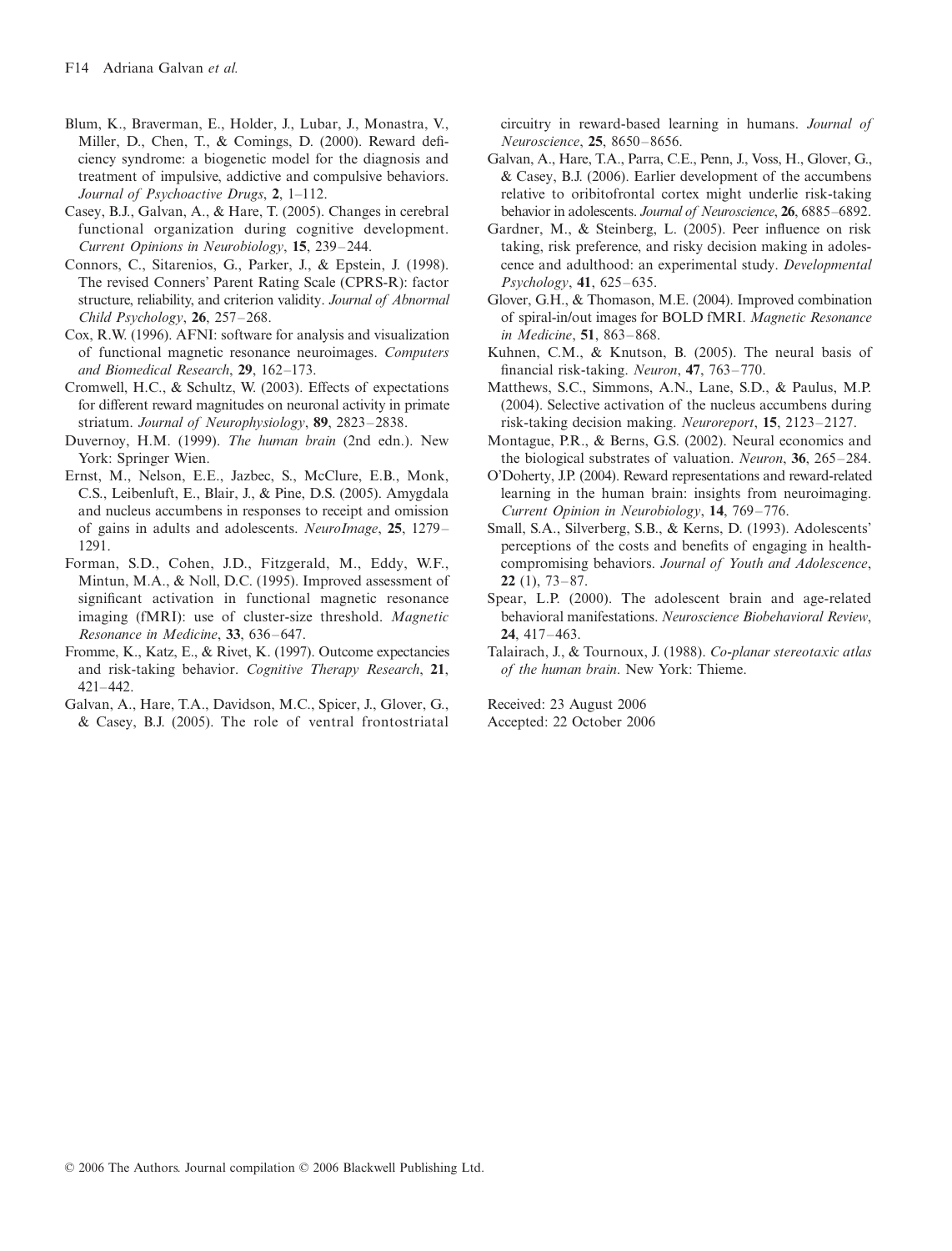Blum, K., Braverman, E., Holder, J., Lubar, J., Monastra, V., Miller, D., Chen, T., & Comings, D. (2000). Reward deficiency syndrome: a biogenetic model for the diagnosis and treatment of impulsive, addictive and compulsive behaviors. *Journal of Psychoactive Drugs*, **2**, 1–112.

Casey, B.J., Galvan, A., & Hare, T. (2005). Changes in cerebral functional organization during cognitive development. *Current Opinions in Neurobiology*, **15**, 239–244.

Connors, C., Sitarenios, G., Parker, J., & Epstein, J. (1998). The revised Conners' Parent Rating Scale (CPRS-R): factor structure, reliability, and criterion validity. *Journal of Abnormal Child Psychology*, **26**, 257–268.

Cox, R.W. (1996). AFNI: software for analysis and visualization of functional magnetic resonance neuroimages. *Computers and Biomedical Research*, **29**, 162–173.

Cromwell, H.C., & Schultz, W. (2003). Effects of expectations for different reward magnitudes on neuronal activity in primate striatum. *Journal of Neurophysiology*, **89**, 2823–2838.

Duvernoy, H.M. (1999). *The human brain* (2nd edn.). New York: Springer Wien.

Ernst, M., Nelson, E.E., Jazbec, S., McClure, E.B., Monk, C.S., Leibenluft, E., Blair, J., & Pine, D.S. (2005). Amygdala and nucleus accumbens in responses to receipt and omission of gains in adults and adolescents. *NeuroImage*, **25**, 1279–1291.

Forman, S.D., Cohen, J.D., Fitzgerald, M., Eddy, W.F., Mintun, M.A., & Noll, D.C. (1995). Improved assessment of significant activation in functional magnetic resonance imaging (fMRI): use of cluster-size threshold. *Magnetic Resonance in Medicine*, **33**, 636–647.

Fromme, K., Katz, E., & Rivet, K. (1997). Outcome expectancies and risk-taking behavior. *Cognitive Therapy Research*, **21**, 421–442.

Galvan, A., Hare, T.A., Davidson, M.C., Spicer, J., Glover, G., & Casey, B.J. (2005). The role of ventral frontostriatal circuitry in reward-based learning in humans. *Journal of Neuroscience*, **25**, 8650–8656.

Galvan, A., Hare, T.A., Parra, C.E., Penn, J., Voss, H., Glover, G., & Casey, B.J. (2006). Earlier development of the accumbens relative to oribitofrontal cortex might underlie risk-taking behavior in adolescents. *Journal of Neuroscience*, **26**, 6885–6892.

Gardner, M., & Steinberg, L. (2005). Peer influence on risk taking, risk preference, and risky decision making in adolescence and adulthood: an experimental study. *Developmental Psychology*, **41**, 625–635.

Glover, G.H., & Thomason, M.E. (2004). Improved combination of spiral-in/out images for BOLD fMRI. *Magnetic Resonance in Medicine*, **51**, 863–868.

Kuhnen, C.M., & Knutson, B. (2005). The neural basis of financial risk-taking. *Neuron*, **47**, 763–770.

Matthews, S.C., Simmons, A.N., Lane, S.D., & Paulus, M.P. (2004). Selective activation of the nucleus accumbens during risk-taking decision making. *Neuroreport*, **15**, 2123–2127.

Montague, P.R., & Berns, G.S. (2002). Neural economics and the biological substrates of valuation. *Neuron*, **36**, 265–284.

O'Doherty, J.P. (2004). Reward representations and reward-related learning in the human brain: insights from neuroimaging. *Current Opinion in Neurobiology*, **14**, 769–776.

Small, S.A., Silverberg, S.B., & Kerns, D. (1993). Adolescents' perceptions of the costs and benefits of engaging in health-compromising behaviors. *Journal of Youth and Adolescence*, **22** (1), 73–87.

Spear, L.P. (2000). The adolescent brain and age-related behavioral manifestations. *Neuroscience Biobehavioral Review*, **24**, 417–463.

Talairach, J., & Tournoux, J. (1988). *Co-planar stereotaxic atlas of the human brain*. New York: Thieme.

Received: 23 August 2006
Accepted: 22 October 2006